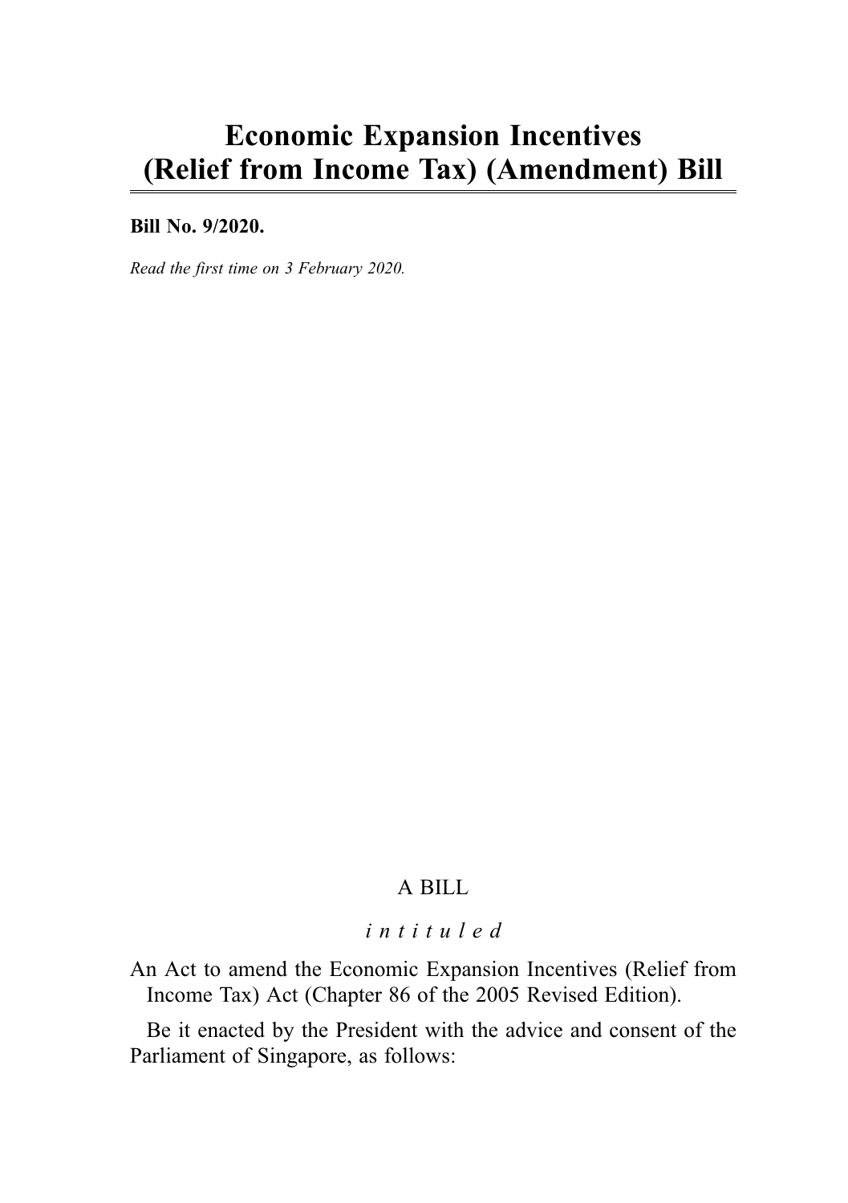# Economic Expansion Incentives (Relief from Income Tax) (Amendment) Bill

**Bill No. 9/2020.**

*Read the first time on 3 February 2020.*

A BILL

*intituled*

An Act to amend the Economic Expansion Incentives (Relief from Income Tax) Act (Chapter 86 of the 2005 Revised Edition).

Be it enacted by the President with the advice and consent of the Parliament of Singapore, as follows: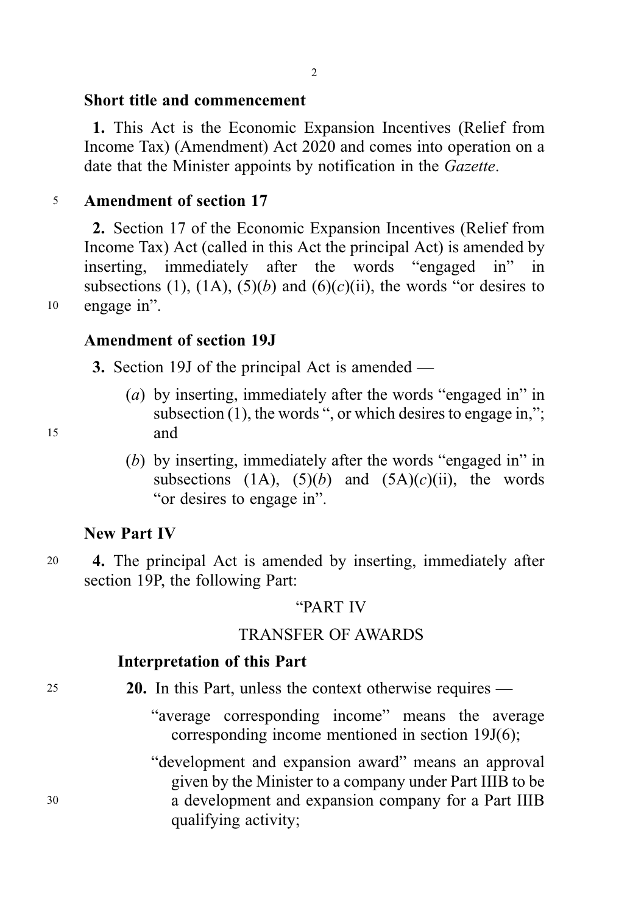**Short title and commencement**

**1.** This Act is the Economic Expansion Incentives (Relief from Income Tax) (Amendment) Act 2020 and comes into operation on a date that the Minister appoints by notification in the *Gazette*.

**Amendment of section 17**

**2.** Section 17 of the Economic Expansion Incentives (Relief from Income Tax) Act (called in this Act the principal Act) is amended by inserting, immediately after the words "engaged in" in subsections (1), (1A), (5)(*b*) and (6)(*c*)(ii), the words "or desires to engage in".

**Amendment of section 19J**

**3.** Section 19J of the principal Act is amended —

(*a*) by inserting, immediately after the words "engaged in" in subsection (1), the words ", or which desires to engage in,"; and

(*b*) by inserting, immediately after the words "engaged in" in subsections (1A), (5)(*b*) and (5A)(*c*)(ii), the words "or desires to engage in".

**New Part IV**

**4.** The principal Act is amended by inserting, immediately after section 19P, the following Part:

"PART IV

TRANSFER OF AWARDS

**Interpretation of this Part**

**20.** In this Part, unless the context otherwise requires —

"average corresponding income" means the average corresponding income mentioned in section 19J(6);

"development and expansion award" means an approval given by the Minister to a company under Part IIIB to be a development and expansion company for a Part IIIB qualifying activity;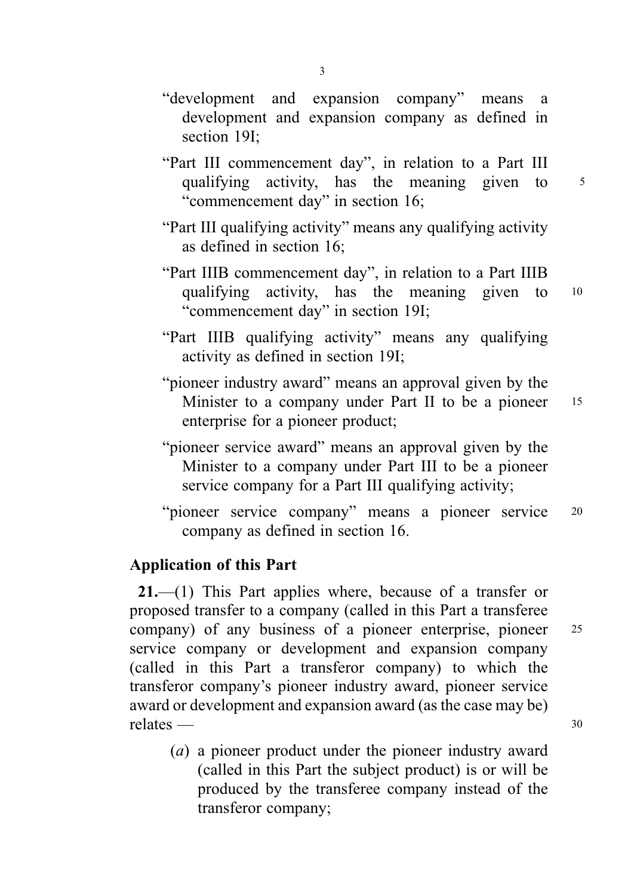"development and expansion company" means a development and expansion company as defined in section 19I;

"Part III commencement day", in relation to a Part III qualifying activity, has the meaning given to "commencement day" in section 16;

"Part III qualifying activity" means any qualifying activity as defined in section 16;

"Part IIIB commencement day", in relation to a Part IIIB qualifying activity, has the meaning given to "commencement day" in section 19I;

"Part IIIB qualifying activity" means any qualifying activity as defined in section 19I;

"pioneer industry award" means an approval given by the Minister to a company under Part II to be a pioneer enterprise for a pioneer product;

"pioneer service award" means an approval given by the Minister to a company under Part III to be a pioneer service company for a Part III qualifying activity;

"pioneer service company" means a pioneer service company as defined in section 16.

**Application of this Part**

**21.**—(1) This Part applies where, because of a transfer or proposed transfer to a company (called in this Part a transferee company) of any business of a pioneer enterprise, pioneer service company or development and expansion company (called in this Part a transferor company) to which the transferor company's pioneer industry award, pioneer service award or development and expansion award (as the case may be) relates —

(*a*) a pioneer product under the pioneer industry award (called in this Part the subject product) is or will be produced by the transferee company instead of the transferor company;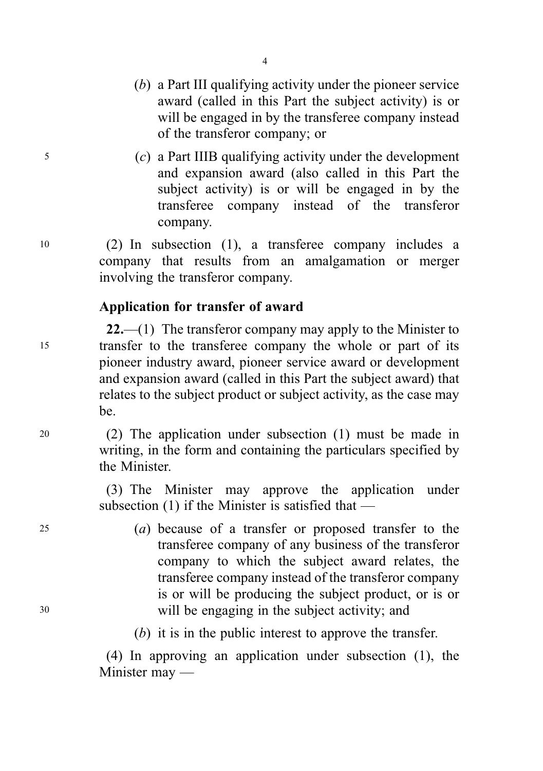(*b*) a Part III qualifying activity under the pioneer service award (called in this Part the subject activity) is or will be engaged in by the transferee company instead of the transferor company; or

(*c*) a Part IIIB qualifying activity under the development and expansion award (also called in this Part the subject activity) is or will be engaged in by the transferee company instead of the transferor company.

(2) In subsection (1), a transferee company includes a company that results from an amalgamation or merger involving the transferor company.

**Application for transfer of award**

**22.**—(1) The transferor company may apply to the Minister to transfer to the transferee company the whole or part of its pioneer industry award, pioneer service award or development and expansion award (called in this Part the subject award) that relates to the subject product or subject activity, as the case may be.

(2) The application under subsection (1) must be made in writing, in the form and containing the particulars specified by the Minister.

(3) The Minister may approve the application under subsection (1) if the Minister is satisfied that —

(*a*) because of a transfer or proposed transfer to the transferee company of any business of the transferor company to which the subject award relates, the transferee company instead of the transferor company is or will be producing the subject product, or is or will be engaging in the subject activity; and

(*b*) it is in the public interest to approve the transfer.

(4) In approving an application under subsection (1), the Minister may —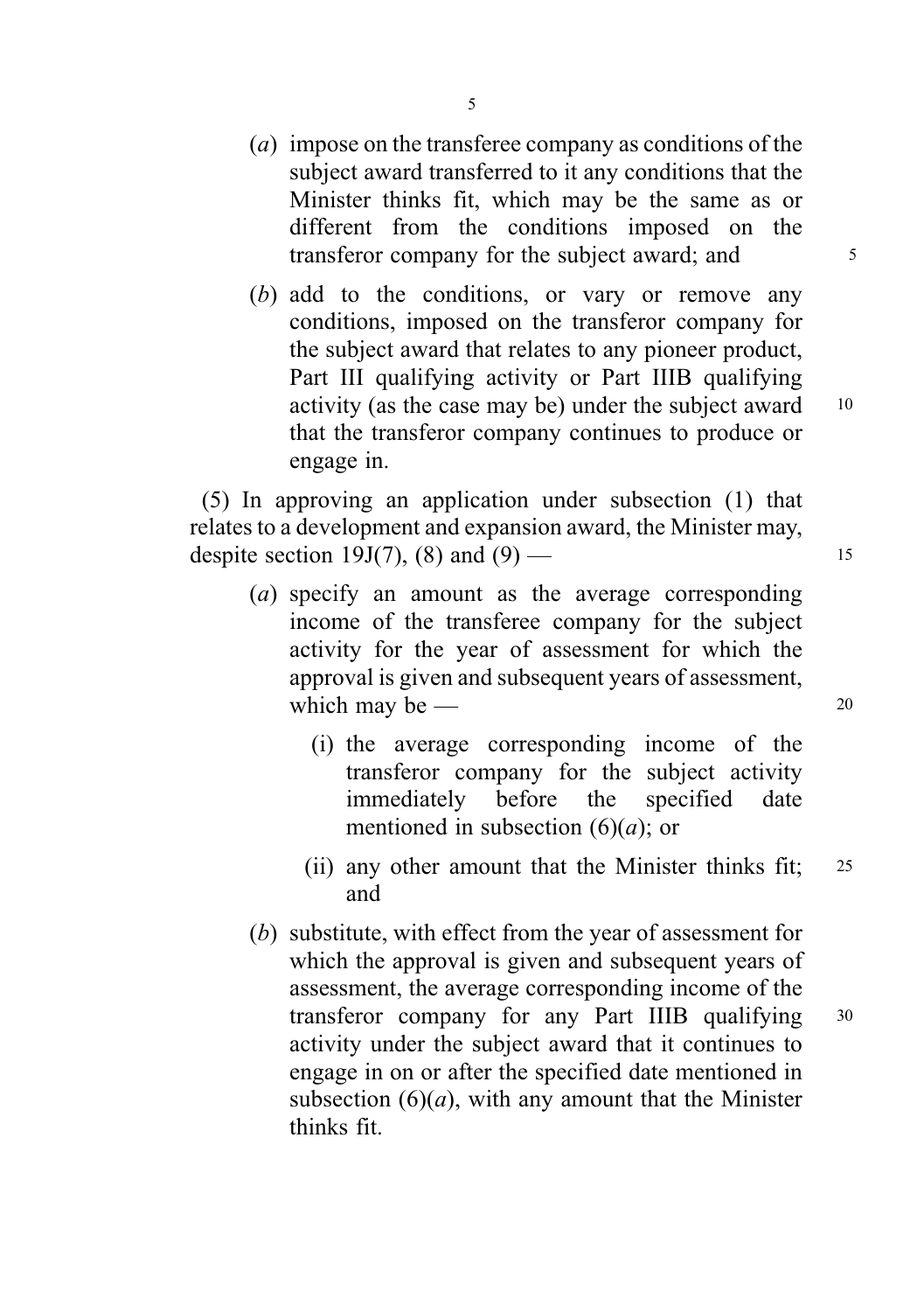(*a*) impose on the transferee company as conditions of the subject award transferred to it any conditions that the Minister thinks fit, which may be the same as or different from the conditions imposed on the transferor company for the subject award; and

(*b*) add to the conditions, or vary or remove any conditions, imposed on the transferor company for the subject award that relates to any pioneer product, Part III qualifying activity or Part IIIB qualifying activity (as the case may be) under the subject award that the transferor company continues to produce or engage in.

(5) In approving an application under subsection (1) that relates to a development and expansion award, the Minister may, despite section 19J(7), (8) and (9) —

(*a*) specify an amount as the average corresponding income of the transferee company for the subject activity for the year of assessment for which the approval is given and subsequent years of assessment, which may be —

(i) the average corresponding income of the transferor company for the subject activity immediately before the specified date mentioned in subsection (6)(*a*); or

(ii) any other amount that the Minister thinks fit; and

(*b*) substitute, with effect from the year of assessment for which the approval is given and subsequent years of assessment, the average corresponding income of the transferor company for any Part IIIB qualifying activity under the subject award that it continues to engage in on or after the specified date mentioned in subsection (6)(*a*), with any amount that the Minister thinks fit.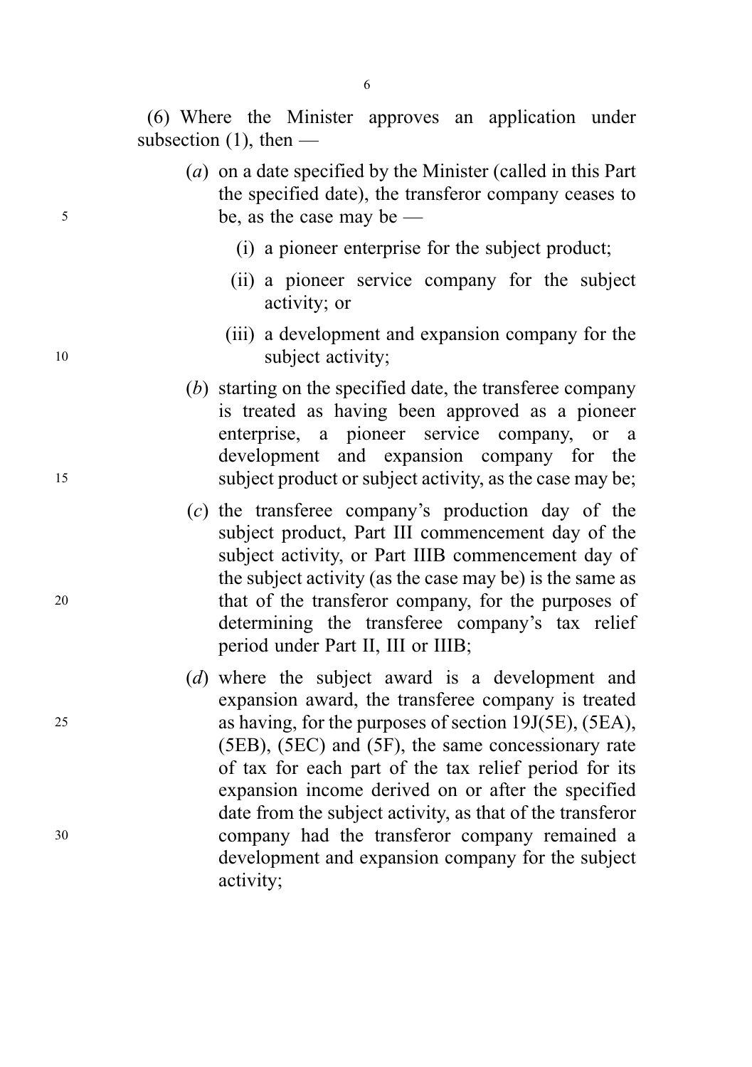(6) Where the Minister approves an application under subsection (1), then —

- (*a*) on a date specified by the Minister (called in this Part the specified date), the transferor company ceases to be, as the case may be —
  - (i) a pioneer enterprise for the subject product;
  - (ii) a pioneer service company for the subject activity; or
  - (iii) a development and expansion company for the subject activity;
- (*b*) starting on the specified date, the transferee company is treated as having been approved as a pioneer enterprise, a pioneer service company, or a development and expansion company for the subject product or subject activity, as the case may be;
- (*c*) the transferee company's production day of the subject product, Part III commencement day of the subject activity, or Part IIIB commencement day of the subject activity (as the case may be) is the same as that of the transferor company, for the purposes of determining the transferee company's tax relief period under Part II, III or IIIB;
- (*d*) where the subject award is a development and expansion award, the transferee company is treated as having, for the purposes of section 19J(5E), (5EA), (5EB), (5EC) and (5F), the same concessionary rate of tax for each part of the tax relief period for its expansion income derived on or after the specified date from the subject activity, as that of the transferor company had the transferor company remained a development and expansion company for the subject activity;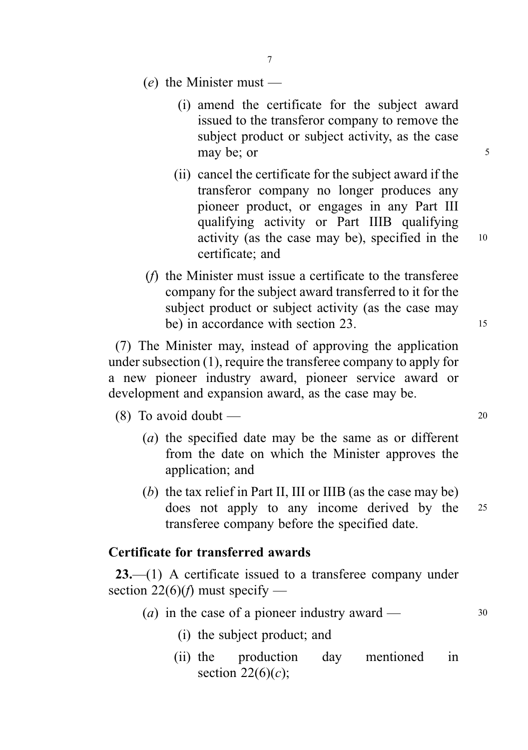(*e*) the Minister must —

(i) amend the certificate for the subject award issued to the transferor company to remove the subject product or subject activity, as the case may be; or

(ii) cancel the certificate for the subject award if the transferor company no longer produces any pioneer product, or engages in any Part III qualifying activity or Part IIIB qualifying activity (as the case may be), specified in the certificate; and

(*f*) the Minister must issue a certificate to the transferee company for the subject award transferred to it for the subject product or subject activity (as the case may be) in accordance with section 23.

(7) The Minister may, instead of approving the application under subsection (1), require the transferee company to apply for a new pioneer industry award, pioneer service award or development and expansion award, as the case may be.

(8) To avoid doubt —

(*a*) the specified date may be the same as or different from the date on which the Minister approves the application; and

(*b*) the tax relief in Part II, III or IIIB (as the case may be) does not apply to any income derived by the transferee company before the specified date.

**Certificate for transferred awards**

**23.**—(1) A certificate issued to a transferee company under section 22(6)(*f*) must specify —

(*a*) in the case of a pioneer industry award —

(i) the subject product; and

(ii) the production day mentioned in section 22(6)(*c*);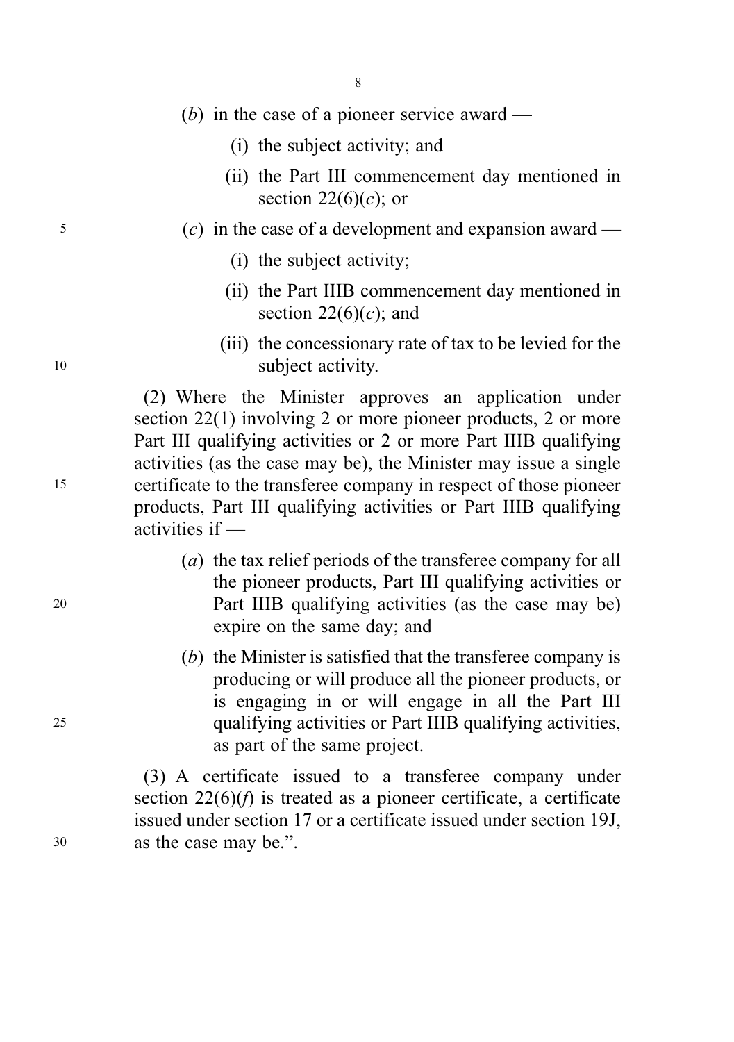(*b*) in the case of a pioneer service award —

(i) the subject activity; and

(ii) the Part III commencement day mentioned in section 22(6)(*c*); or

(*c*) in the case of a development and expansion award —

(i) the subject activity;

(ii) the Part IIIB commencement day mentioned in section 22(6)(*c*); and

(iii) the concessionary rate of tax to be levied for the subject activity.

(2) Where the Minister approves an application under section 22(1) involving 2 or more pioneer products, 2 or more Part III qualifying activities or 2 or more Part IIIB qualifying activities (as the case may be), the Minister may issue a single certificate to the transferee company in respect of those pioneer products, Part III qualifying activities or Part IIIB qualifying activities if —

(*a*) the tax relief periods of the transferee company for all the pioneer products, Part III qualifying activities or Part IIIB qualifying activities (as the case may be) expire on the same day; and

(*b*) the Minister is satisfied that the transferee company is producing or will produce all the pioneer products, or is engaging in or will engage in all the Part III qualifying activities or Part IIIB qualifying activities, as part of the same project.

(3) A certificate issued to a transferee company under section 22(6)(*f*) is treated as a pioneer certificate, a certificate issued under section 17 or a certificate issued under section 19J, as the case may be.".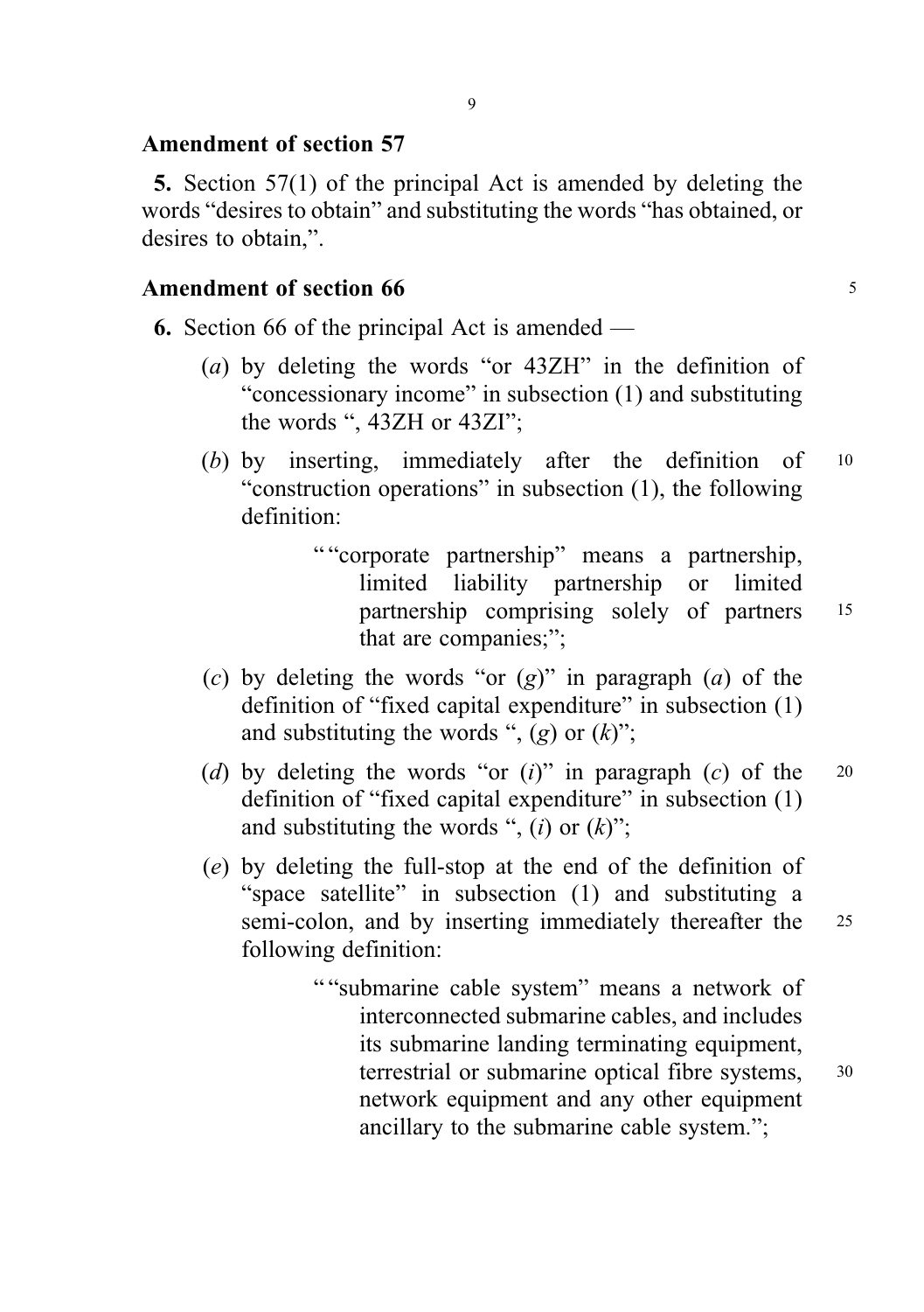## Amendment of section 57

**5.** Section 57(1) of the principal Act is amended by deleting the words "desires to obtain" and substituting the words "has obtained, or desires to obtain,".

## Amendment of section 66

**6.** Section 66 of the principal Act is amended —

(*a*) by deleting the words "or 43ZH" in the definition of "concessionary income" in subsection (1) and substituting the words ", 43ZH or 43ZI";

(*b*) by inserting, immediately after the definition of "construction operations" in subsection (1), the following definition:

> " "corporate partnership" means a partnership, limited liability partnership or limited partnership comprising solely of partners that are companies;";

(*c*) by deleting the words "or (*g*)" in paragraph (*a*) of the definition of "fixed capital expenditure" in subsection (1) and substituting the words ", (*g*) or (*k*)";

(*d*) by deleting the words "or (*i*)" in paragraph (*c*) of the definition of "fixed capital expenditure" in subsection (1) and substituting the words ", (*i*) or (*k*)";

(*e*) by deleting the full-stop at the end of the definition of "space satellite" in subsection (1) and substituting a semi-colon, and by inserting immediately thereafter the following definition:

> " "submarine cable system" means a network of interconnected submarine cables, and includes its submarine landing terminating equipment, terrestrial or submarine optical fibre systems, network equipment and any other equipment ancillary to the submarine cable system.";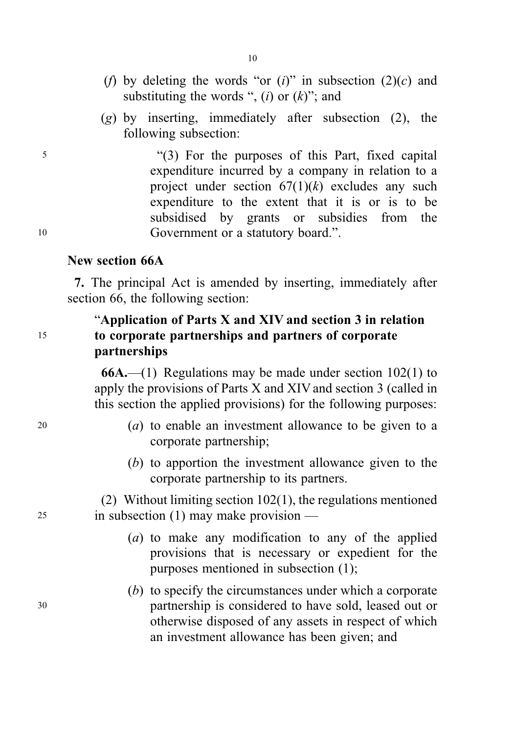(*f*) by deleting the words "or (*i*)" in subsection (2)(*c*) and substituting the words ", (*i*) or (*k*)"; and

(*g*) by inserting, immediately after subsection (2), the following subsection:

"(3) For the purposes of this Part, fixed capital expenditure incurred by a company in relation to a project under section 67(1)(*k*) excludes any such expenditure to the extent that it is or is to be subsidised by grants or subsidies from the Government or a statutory board.".

**New section 66A**

**7.** The principal Act is amended by inserting, immediately after section 66, the following section:

"**Application of Parts X and XIV and section 3 in relation to corporate partnerships and partners of corporate partnerships**

**66A.**—(1) Regulations may be made under section 102(1) to apply the provisions of Parts X and XIV and section 3 (called in this section the applied provisions) for the following purposes:

(*a*) to enable an investment allowance to be given to a corporate partnership;

(*b*) to apportion the investment allowance given to the corporate partnership to its partners.

(2) Without limiting section 102(1), the regulations mentioned in subsection (1) may make provision —

(*a*) to make any modification to any of the applied provisions that is necessary or expedient for the purposes mentioned in subsection (1);

(*b*) to specify the circumstances under which a corporate partnership is considered to have sold, leased out or otherwise disposed of any assets in respect of which an investment allowance has been given; and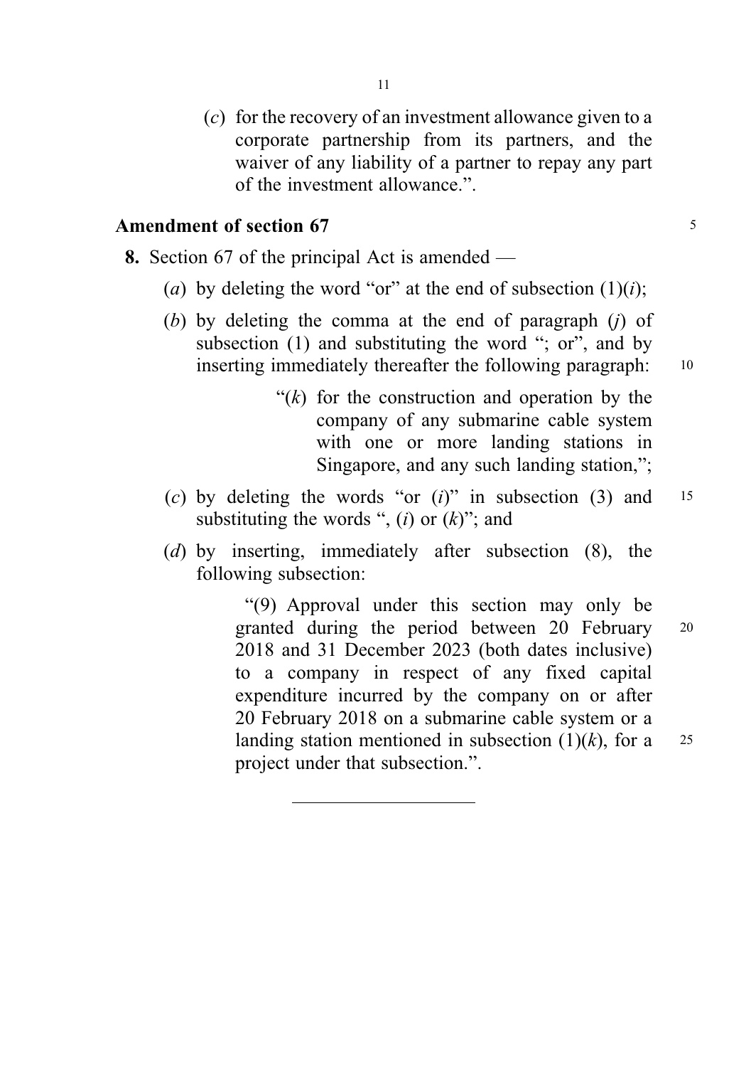(*c*) for the recovery of an investment allowance given to a corporate partnership from its partners, and the waiver of any liability of a partner to repay any part of the investment allowance.”.

**Amendment of section 67**

**8.** Section 67 of the principal Act is amended —

(*a*) by deleting the word “or” at the end of subsection (1)(*i*);

(*b*) by deleting the comma at the end of paragraph (*j*) of subsection (1) and substituting the word “; or”, and by inserting immediately thereafter the following paragraph:

> “(*k*) for the construction and operation by the company of any submarine cable system with one or more landing stations in Singapore, and any such landing station,”;

(*c*) by deleting the words “or (*i*)” in subsection (3) and substituting the words “, (*i*) or (*k*)”; and

(*d*) by inserting, immediately after subsection (8), the following subsection:

> “(9) Approval under this section may only be granted during the period between 20 February 2018 and 31 December 2023 (both dates inclusive) to a company in respect of any fixed capital expenditure incurred by the company on or after 20 February 2018 on a submarine cable system or a landing station mentioned in subsection (1)(*k*), for a project under that subsection.”.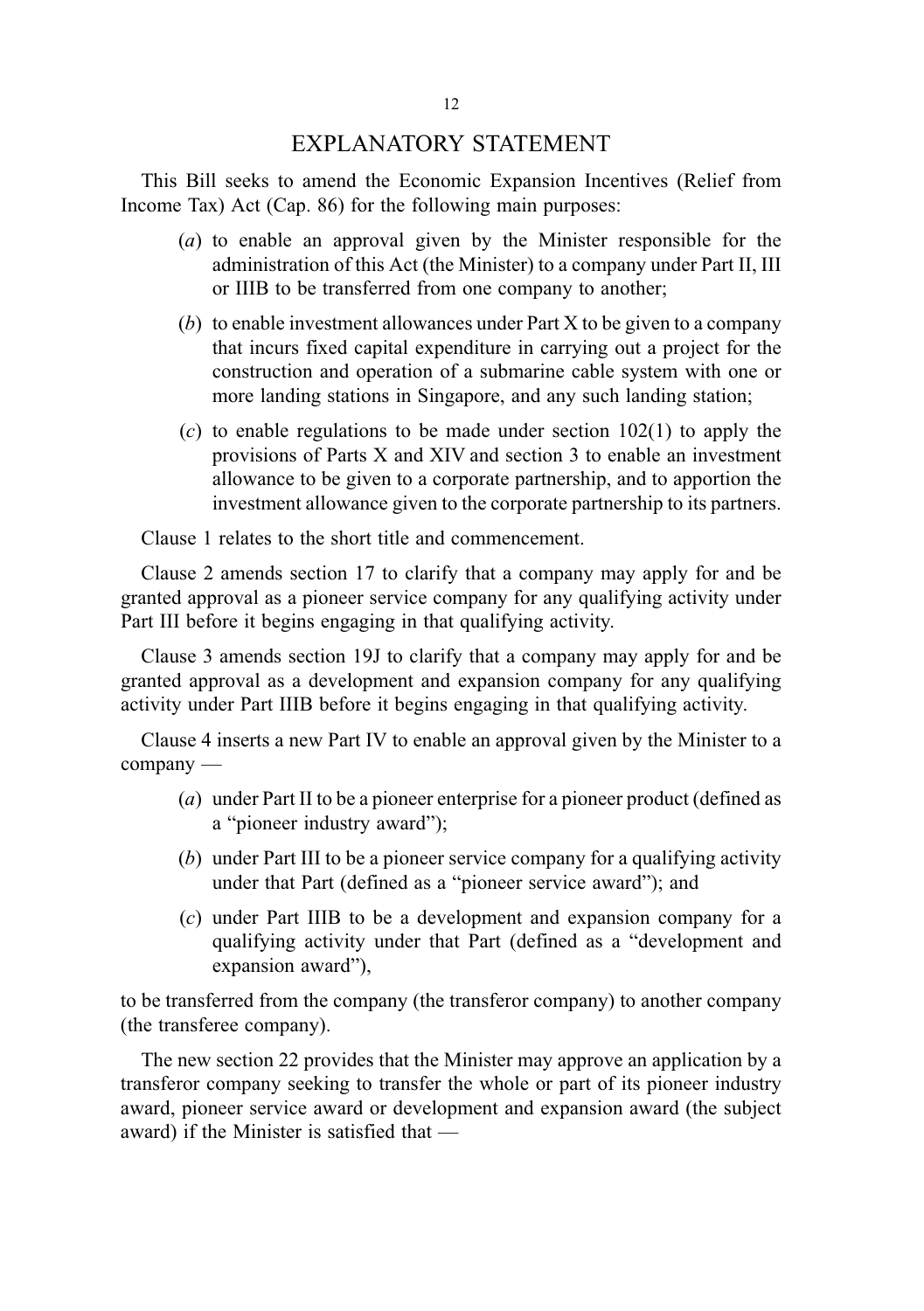# EXPLANATORY STATEMENT

This Bill seeks to amend the Economic Expansion Incentives (Relief from Income Tax) Act (Cap. 86) for the following main purposes:

(*a*) to enable an approval given by the Minister responsible for the administration of this Act (the Minister) to a company under Part II, III or IIIB to be transferred from one company to another;

(*b*) to enable investment allowances under Part X to be given to a company that incurs fixed capital expenditure in carrying out a project for the construction and operation of a submarine cable system with one or more landing stations in Singapore, and any such landing station;

(*c*) to enable regulations to be made under section 102(1) to apply the provisions of Parts X and XIV and section 3 to enable an investment allowance to be given to a corporate partnership, and to apportion the investment allowance given to the corporate partnership to its partners.

Clause 1 relates to the short title and commencement.

Clause 2 amends section 17 to clarify that a company may apply for and be granted approval as a pioneer service company for any qualifying activity under Part III before it begins engaging in that qualifying activity.

Clause 3 amends section 19J to clarify that a company may apply for and be granted approval as a development and expansion company for any qualifying activity under Part IIIB before it begins engaging in that qualifying activity.

Clause 4 inserts a new Part IV to enable an approval given by the Minister to a company —

(*a*) under Part II to be a pioneer enterprise for a pioneer product (defined as a "pioneer industry award");

(*b*) under Part III to be a pioneer service company for a qualifying activity under that Part (defined as a "pioneer service award"); and

(*c*) under Part IIIB to be a development and expansion company for a qualifying activity under that Part (defined as a "development and expansion award"),

to be transferred from the company (the transferor company) to another company (the transferee company).

The new section 22 provides that the Minister may approve an application by a transferor company seeking to transfer the whole or part of its pioneer industry award, pioneer service award or development and expansion award (the subject award) if the Minister is satisfied that —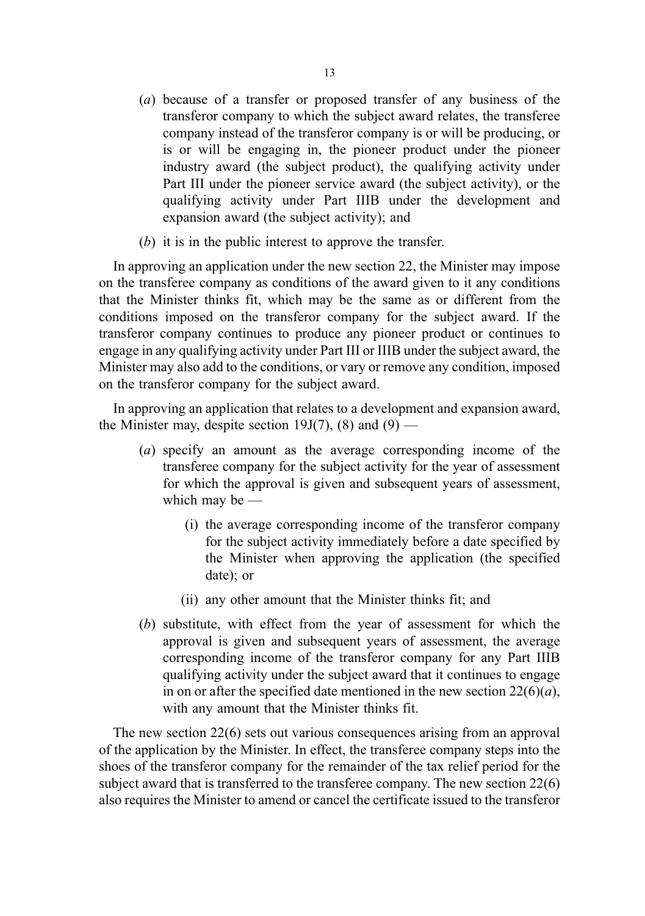(*a*) because of a transfer or proposed transfer of any business of the transferor company to which the subject award relates, the transferee company instead of the transferor company is or will be producing, or is or will be engaging in, the pioneer product under the pioneer industry award (the subject product), the qualifying activity under Part III under the pioneer service award (the subject activity), or the qualifying activity under Part IIIB under the development and expansion award (the subject activity); and

(*b*) it is in the public interest to approve the transfer.

In approving an application under the new section 22, the Minister may impose on the transferee company as conditions of the award given to it any conditions that the Minister thinks fit, which may be the same as or different from the conditions imposed on the transferor company for the subject award. If the transferor company continues to produce any pioneer product or continues to engage in any qualifying activity under Part III or IIIB under the subject award, the Minister may also add to the conditions, or vary or remove any condition, imposed on the transferor company for the subject award.

In approving an application that relates to a development and expansion award, the Minister may, despite section 19J(7), (8) and (9) —

(*a*) specify an amount as the average corresponding income of the transferee company for the subject activity for the year of assessment for which the approval is given and subsequent years of assessment, which may be —

(i) the average corresponding income of the transferor company for the subject activity immediately before a date specified by the Minister when approving the application (the specified date); or

(ii) any other amount that the Minister thinks fit; and

(*b*) substitute, with effect from the year of assessment for which the approval is given and subsequent years of assessment, the average corresponding income of the transferor company for any Part IIIB qualifying activity under the subject award that it continues to engage in on or after the specified date mentioned in the new section 22(6)(*a*), with any amount that the Minister thinks fit.

The new section 22(6) sets out various consequences arising from an approval of the application by the Minister. In effect, the transferee company steps into the shoes of the transferor company for the remainder of the tax relief period for the subject award that is transferred to the transferee company. The new section 22(6) also requires the Minister to amend or cancel the certificate issued to the transferor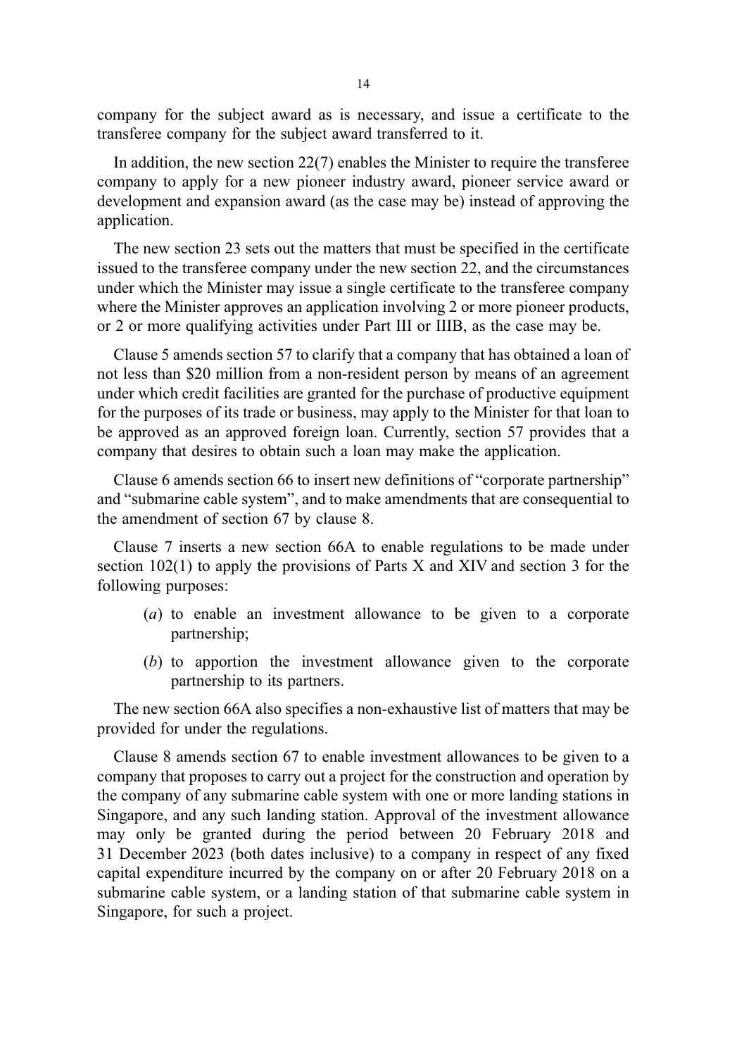company for the subject award as is necessary, and issue a certificate to the transferee company for the subject award transferred to it.

In addition, the new section 22(7) enables the Minister to require the transferee company to apply for a new pioneer industry award, pioneer service award or development and expansion award (as the case may be) instead of approving the application.

The new section 23 sets out the matters that must be specified in the certificate issued to the transferee company under the new section 22, and the circumstances under which the Minister may issue a single certificate to the transferee company where the Minister approves an application involving 2 or more pioneer products, or 2 or more qualifying activities under Part III or IIIB, as the case may be.

Clause 5 amends section 57 to clarify that a company that has obtained a loan of not less than $20 million from a non-resident person by means of an agreement under which credit facilities are granted for the purchase of productive equipment for the purposes of its trade or business, may apply to the Minister for that loan to be approved as an approved foreign loan. Currently, section 57 provides that a company that desires to obtain such a loan may make the application.

Clause 6 amends section 66 to insert new definitions of "corporate partnership" and "submarine cable system", and to make amendments that are consequential to the amendment of section 67 by clause 8.

Clause 7 inserts a new section 66A to enable regulations to be made under section 102(1) to apply the provisions of Parts X and XIV and section 3 for the following purposes:

(*a*) to enable an investment allowance to be given to a corporate partnership;

(*b*) to apportion the investment allowance given to the corporate partnership to its partners.

The new section 66A also specifies a non-exhaustive list of matters that may be provided for under the regulations.

Clause 8 amends section 67 to enable investment allowances to be given to a company that proposes to carry out a project for the construction and operation by the company of any submarine cable system with one or more landing stations in Singapore, and any such landing station. Approval of the investment allowance may only be granted during the period between 20 February 2018 and 31 December 2023 (both dates inclusive) to a company in respect of any fixed capital expenditure incurred by the company on or after 20 February 2018 on a submarine cable system, or a landing station of that submarine cable system in Singapore, for such a project.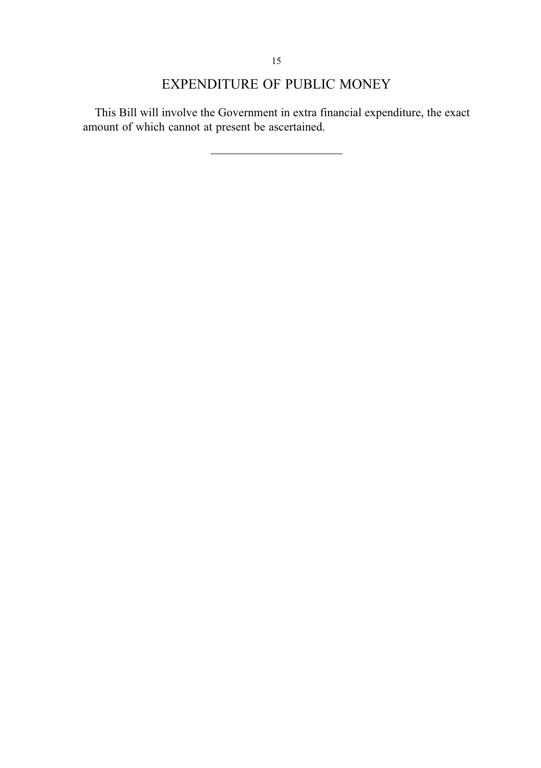## EXPENDITURE OF PUBLIC MONEY

This Bill will involve the Government in extra financial expenditure, the exact amount of which cannot at present be ascertained.